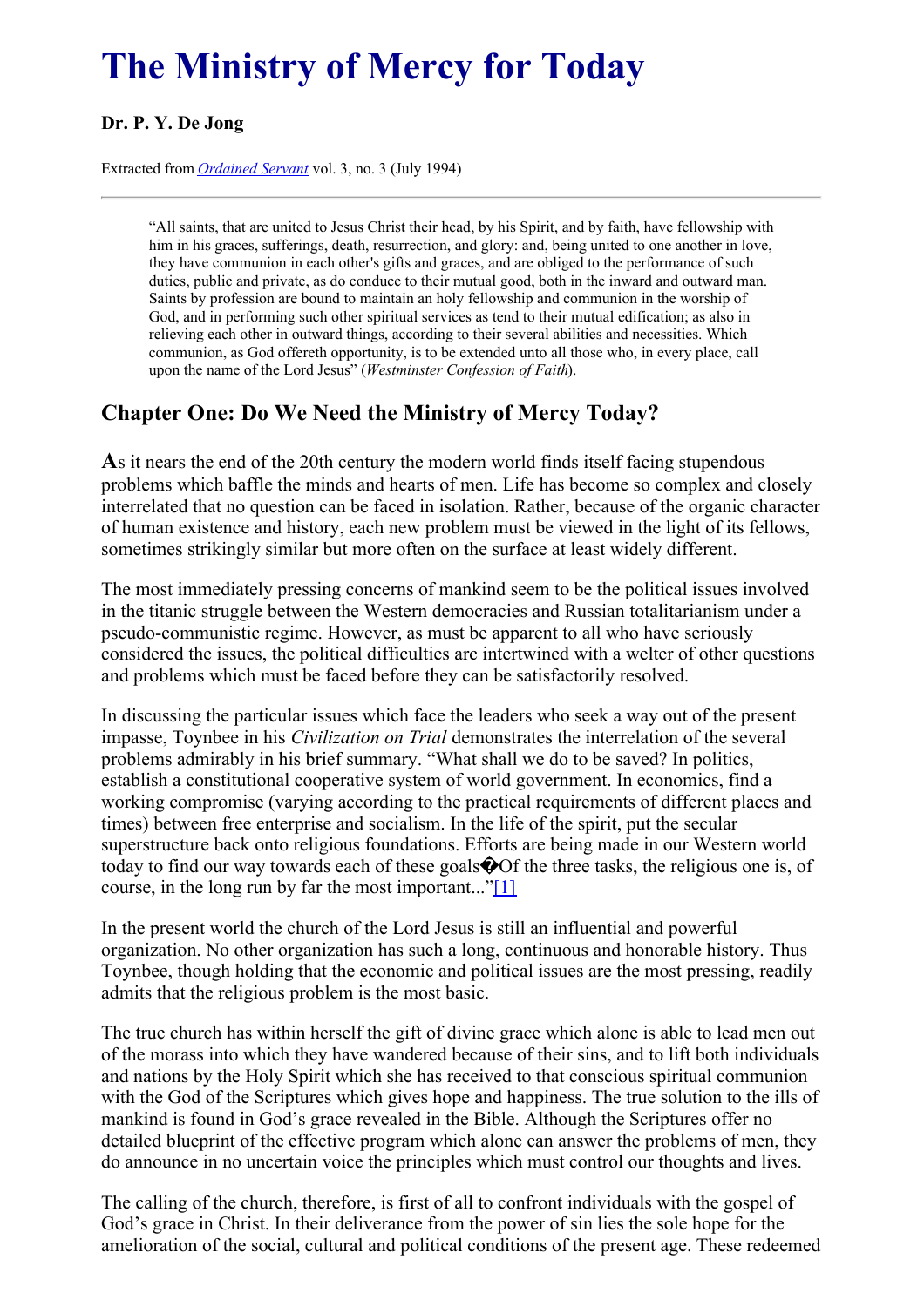# The Ministry of Mercy for Today

**Dr. P. Y. De Jong**

Extracted from *Ordained Servant* vol. 3, no. 3 (July 1994)

---

> "All saints, that are united to Jesus Christ their head, by his Spirit, and by faith, have fellowship with him in his graces, sufferings, death, resurrection, and glory: and, being united to one another in love, they have communion in each other's gifts and graces, and are obliged to the performance of such duties, public and private, as do conduce to their mutual good, both in the inward and outward man. Saints by profession are bound to maintain an holy fellowship and communion in the worship of God, and in performing such other spiritual services as tend to their mutual edification; as also in relieving each other in outward things, according to their several abilities and necessities. Which communion, as God offereth opportunity, is to be extended unto all those who, in every place, call upon the name of the Lord Jesus" (*Westminster Confession of Faith*).

## Chapter One: Do We Need the Ministry of Mercy Today?

**A**s it nears the end of the 20th century the modern world finds itself facing stupendous problems which baffle the minds and hearts of men. Life has become so complex and closely interrelated that no question can be faced in isolation. Rather, because of the organic character of human existence and history, each new problem must be viewed in the light of its fellows, sometimes strikingly similar but more often on the surface at least widely different.

The most immediately pressing concerns of mankind seem to be the political issues involved in the titanic struggle between the Western democracies and Russian totalitarianism under a pseudo-communistic regime. However, as must be apparent to all who have seriously considered the issues, the political difficulties arc intertwined with a welter of other questions and problems which must be faced before they can be satisfactorily resolved.

In discussing the particular issues which face the leaders who seek a way out of the present impasse, Toynbee in his *Civilization on Trial* demonstrates the interrelation of the several problems admirably in his brief summary. "What shall we do to be saved? In politics, establish a constitutional cooperative system of world government. In economics, find a working compromise (varying according to the practical requirements of different places and times) between free enterprise and socialism. In the life of the spirit, put the secular superstructure back onto religious foundations. Efforts are being made in our Western world today to find our way towards each of these goals�Of the three tasks, the religious one is, of course, in the long run by far the most important..."[1]

In the present world the church of the Lord Jesus is still an influential and powerful organization. No other organization has such a long, continuous and honorable history. Thus Toynbee, though holding that the economic and political issues are the most pressing, readily admits that the religious problem is the most basic.

The true church has within herself the gift of divine grace which alone is able to lead men out of the morass into which they have wandered because of their sins, and to lift both individuals and nations by the Holy Spirit which she has received to that conscious spiritual communion with the God of the Scriptures which gives hope and happiness. The true solution to the ills of mankind is found in God's grace revealed in the Bible. Although the Scriptures offer no detailed blueprint of the effective program which alone can answer the problems of men, they do announce in no uncertain voice the principles which must control our thoughts and lives.

The calling of the church, therefore, is first of all to confront individuals with the gospel of God's grace in Christ. In their deliverance from the power of sin lies the sole hope for the amelioration of the social, cultural and political conditions of the present age. These redeemed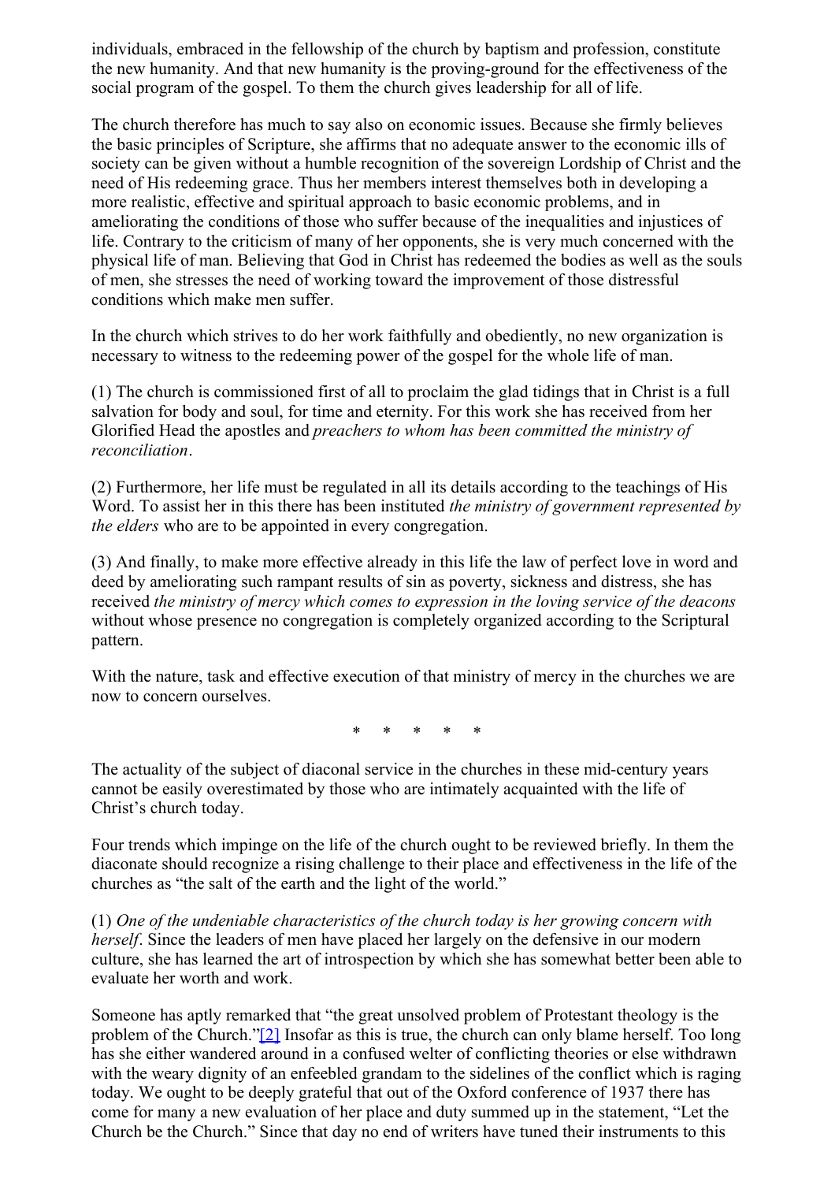individuals, embraced in the fellowship of the church by baptism and profession, constitute the new humanity. And that new humanity is the proving-ground for the effectiveness of the social program of the gospel. To them the church gives leadership for all of life.

The church therefore has much to say also on economic issues. Because she firmly believes the basic principles of Scripture, she affirms that no adequate answer to the economic ills of society can be given without a humble recognition of the sovereign Lordship of Christ and the need of His redeeming grace. Thus her members interest themselves both in developing a more realistic, effective and spiritual approach to basic economic problems, and in ameliorating the conditions of those who suffer because of the inequalities and injustices of life. Contrary to the criticism of many of her opponents, she is very much concerned with the physical life of man. Believing that God in Christ has redeemed the bodies as well as the souls of men, she stresses the need of working toward the improvement of those distressful conditions which make men suffer.

In the church which strives to do her work faithfully and obediently, no new organization is necessary to witness to the redeeming power of the gospel for the whole life of man.

(1) The church is commissioned first of all to proclaim the glad tidings that in Christ is a full salvation for body and soul, for time and eternity. For this work she has received from her Glorified Head the apostles and *preachers to whom has been committed the ministry of reconciliation*.

(2) Furthermore, her life must be regulated in all its details according to the teachings of His Word. To assist her in this there has been instituted *the ministry of government represented by the elders* who are to be appointed in every congregation.

(3) And finally, to make more effective already in this life the law of perfect love in word and deed by ameliorating such rampant results of sin as poverty, sickness and distress, she has received *the ministry of mercy which comes to expression in the loving service of the deacons* without whose presence no congregation is completely organized according to the Scriptural pattern.

With the nature, task and effective execution of that ministry of mercy in the churches we are now to concern ourselves.

\* \* \* \* \*

The actuality of the subject of diaconal service in the churches in these mid-century years cannot be easily overestimated by those who are intimately acquainted with the life of Christ's church today.

Four trends which impinge on the life of the church ought to be reviewed briefly. In them the diaconate should recognize a rising challenge to their place and effectiveness in the life of the churches as "the salt of the earth and the light of the world."

(1) *One of the undeniable characteristics of the church today is her growing concern with herself*. Since the leaders of men have placed her largely on the defensive in our modern culture, she has learned the art of introspection by which she has somewhat better been able to evaluate her worth and work.

Someone has aptly remarked that "the great unsolved problem of Protestant theology is the problem of the Church."[2] Insofar as this is true, the church can only blame herself. Too long has she either wandered around in a confused welter of conflicting theories or else withdrawn with the weary dignity of an enfeebled grandam to the sidelines of the conflict which is raging today. We ought to be deeply grateful that out of the Oxford conference of 1937 there has come for many a new evaluation of her place and duty summed up in the statement, "Let the Church be the Church." Since that day no end of writers have tuned their instruments to this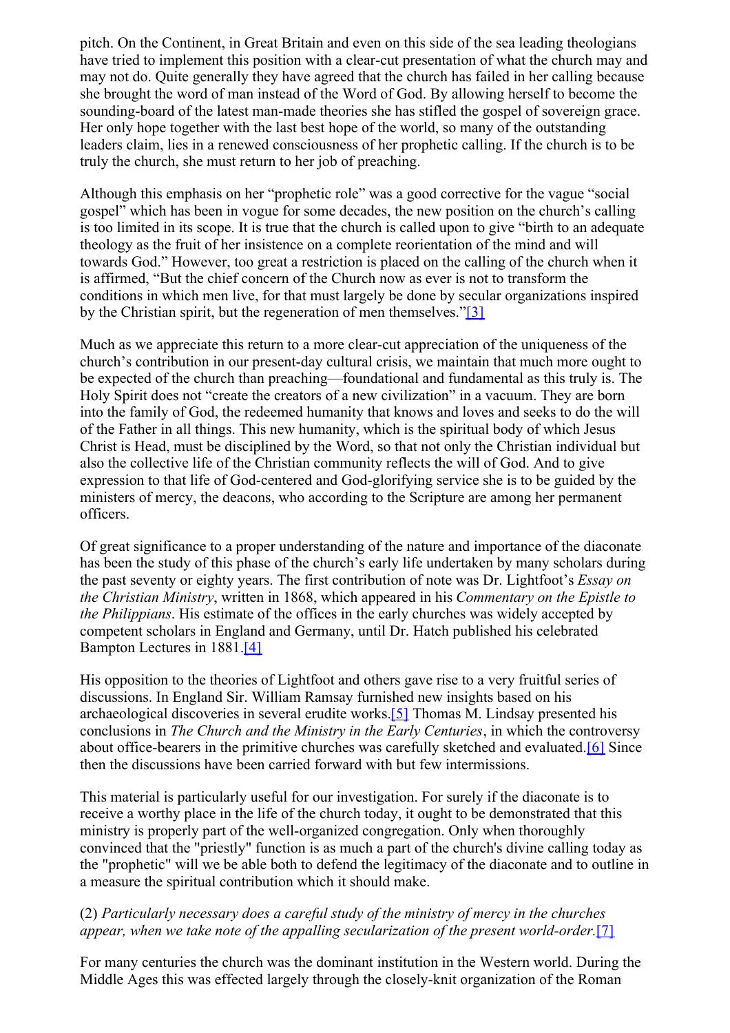pitch. On the Continent, in Great Britain and even on this side of the sea leading theologians have tried to implement this position with a clear-cut presentation of what the church may and may not do. Quite generally they have agreed that the church has failed in her calling because she brought the word of man instead of the Word of God. By allowing herself to become the sounding-board of the latest man-made theories she has stifled the gospel of sovereign grace. Her only hope together with the last best hope of the world, so many of the outstanding leaders claim, lies in a renewed consciousness of her prophetic calling. If the church is to be truly the church, she must return to her job of preaching.

Although this emphasis on her "prophetic role" was a good corrective for the vague "social gospel" which has been in vogue for some decades, the new position on the church's calling is too limited in its scope. It is true that the church is called upon to give "birth to an adequate theology as the fruit of her insistence on a complete reorientation of the mind and will towards God." However, too great a restriction is placed on the calling of the church when it is affirmed, "But the chief concern of the Church now as ever is not to transform the conditions in which men live, for that must largely be done by secular organizations inspired by the Christian spirit, but the regeneration of men themselves."[3]

Much as we appreciate this return to a more clear-cut appreciation of the uniqueness of the church's contribution in our present-day cultural crisis, we maintain that much more ought to be expected of the church than preaching—foundational and fundamental as this truly is. The Holy Spirit does not "create the creators of a new civilization" in a vacuum. They are born into the family of God, the redeemed humanity that knows and loves and seeks to do the will of the Father in all things. This new humanity, which is the spiritual body of which Jesus Christ is Head, must be disciplined by the Word, so that not only the Christian individual but also the collective life of the Christian community reflects the will of God. And to give expression to that life of God-centered and God-glorifying service she is to be guided by the ministers of mercy, the deacons, who according to the Scripture are among her permanent officers.

Of great significance to a proper understanding of the nature and importance of the diaconate has been the study of this phase of the church's early life undertaken by many scholars during the past seventy or eighty years. The first contribution of note was Dr. Lightfoot's *Essay on the Christian Ministry*, written in 1868, which appeared in his *Commentary on the Epistle to the Philippians*. His estimate of the offices in the early churches was widely accepted by competent scholars in England and Germany, until Dr. Hatch published his celebrated Bampton Lectures in 1881.[4]

His opposition to the theories of Lightfoot and others gave rise to a very fruitful series of discussions. In England Sir. William Ramsay furnished new insights based on his archaeological discoveries in several erudite works.[5] Thomas M. Lindsay presented his conclusions in *The Church and the Ministry in the Early Centuries*, in which the controversy about office-bearers in the primitive churches was carefully sketched and evaluated.[6] Since then the discussions have been carried forward with but few intermissions.

This material is particularly useful for our investigation. For surely if the diaconate is to receive a worthy place in the life of the church today, it ought to be demonstrated that this ministry is properly part of the well-organized congregation. Only when thoroughly convinced that the "priestly" function is as much a part of the church's divine calling today as the "prophetic" will we be able both to defend the legitimacy of the diaconate and to outline in a measure the spiritual contribution which it should make.

(2) *Particularly necessary does a careful study of the ministry of mercy in the churches appear, when we take note of the appalling secularization of the present world-order.*[7]

For many centuries the church was the dominant institution in the Western world. During the Middle Ages this was effected largely through the closely-knit organization of the Roman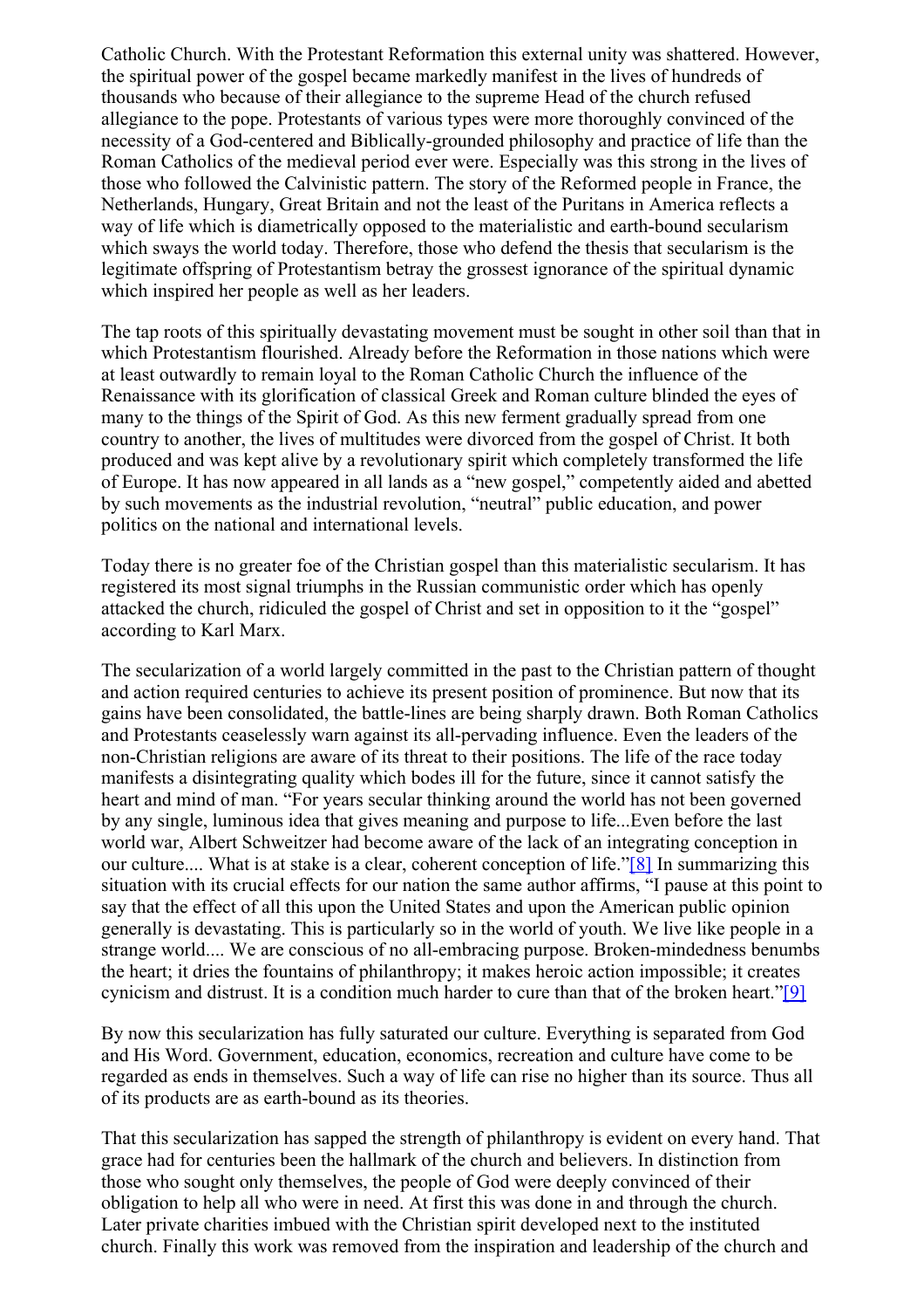Catholic Church. With the Protestant Reformation this external unity was shattered. However, the spiritual power of the gospel became markedly manifest in the lives of hundreds of thousands who because of their allegiance to the supreme Head of the church refused allegiance to the pope. Protestants of various types were more thoroughly convinced of the necessity of a God-centered and Biblically-grounded philosophy and practice of life than the Roman Catholics of the medieval period ever were. Especially was this strong in the lives of those who followed the Calvinistic pattern. The story of the Reformed people in France, the Netherlands, Hungary, Great Britain and not the least of the Puritans in America reflects a way of life which is diametrically opposed to the materialistic and earth-bound secularism which sways the world today. Therefore, those who defend the thesis that secularism is the legitimate offspring of Protestantism betray the grossest ignorance of the spiritual dynamic which inspired her people as well as her leaders.

The tap roots of this spiritually devastating movement must be sought in other soil than that in which Protestantism flourished. Already before the Reformation in those nations which were at least outwardly to remain loyal to the Roman Catholic Church the influence of the Renaissance with its glorification of classical Greek and Roman culture blinded the eyes of many to the things of the Spirit of God. As this new ferment gradually spread from one country to another, the lives of multitudes were divorced from the gospel of Christ. It both produced and was kept alive by a revolutionary spirit which completely transformed the life of Europe. It has now appeared in all lands as a "new gospel," competently aided and abetted by such movements as the industrial revolution, "neutral" public education, and power politics on the national and international levels.

Today there is no greater foe of the Christian gospel than this materialistic secularism. It has registered its most signal triumphs in the Russian communistic order which has openly attacked the church, ridiculed the gospel of Christ and set in opposition to it the "gospel" according to Karl Marx.

The secularization of a world largely committed in the past to the Christian pattern of thought and action required centuries to achieve its present position of prominence. But now that its gains have been consolidated, the battle-lines are being sharply drawn. Both Roman Catholics and Protestants ceaselessly warn against its all-pervading influence. Even the leaders of the non-Christian religions are aware of its threat to their positions. The life of the race today manifests a disintegrating quality which bodes ill for the future, since it cannot satisfy the heart and mind of man. "For years secular thinking around the world has not been governed by any single, luminous idea that gives meaning and purpose to life...Even before the last world war, Albert Schweitzer had become aware of the lack of an integrating conception in our culture.... What is at stake is a clear, coherent conception of life."[8] In summarizing this situation with its crucial effects for our nation the same author affirms, "I pause at this point to say that the effect of all this upon the United States and upon the American public opinion generally is devastating. This is particularly so in the world of youth. We live like people in a strange world.... We are conscious of no all-embracing purpose. Broken-mindedness benumbs the heart; it dries the fountains of philanthropy; it makes heroic action impossible; it creates cynicism and distrust. It is a condition much harder to cure than that of the broken heart."[9]

By now this secularization has fully saturated our culture. Everything is separated from God and His Word. Government, education, economics, recreation and culture have come to be regarded as ends in themselves. Such a way of life can rise no higher than its source. Thus all of its products are as earth-bound as its theories.

That this secularization has sapped the strength of philanthropy is evident on every hand. That grace had for centuries been the hallmark of the church and believers. In distinction from those who sought only themselves, the people of God were deeply convinced of their obligation to help all who were in need. At first this was done in and through the church. Later private charities imbued with the Christian spirit developed next to the instituted church. Finally this work was removed from the inspiration and leadership of the church and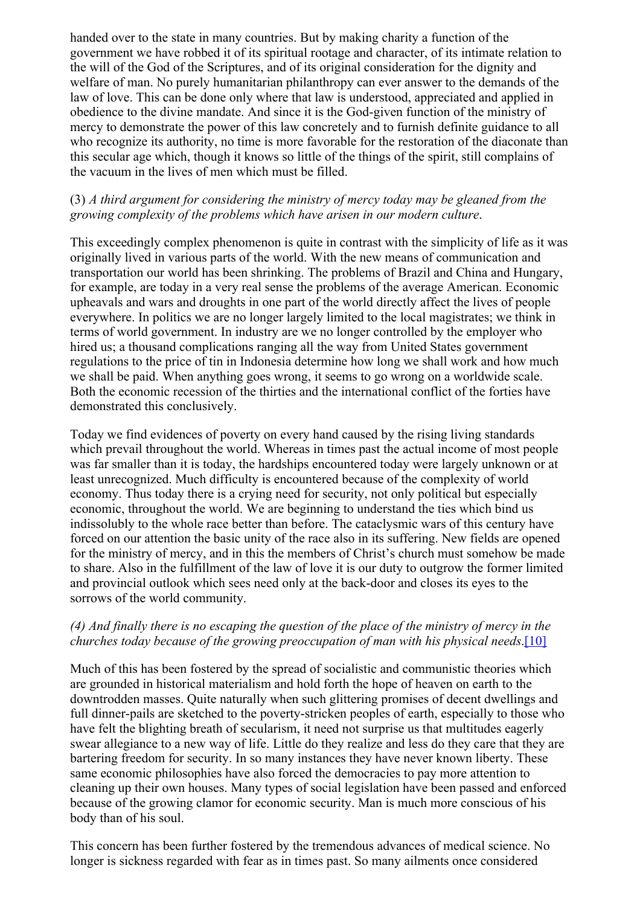handed over to the state in many countries. But by making charity a function of the government we have robbed it of its spiritual rootage and character, of its intimate relation to the will of the God of the Scriptures, and of its original consideration for the dignity and welfare of man. No purely humanitarian philanthropy can ever answer to the demands of the law of love. This can be done only where that law is understood, appreciated and applied in obedience to the divine mandate. And since it is the God-given function of the ministry of mercy to demonstrate the power of this law concretely and to furnish definite guidance to all who recognize its authority, no time is more favorable for the restoration of the diaconate than this secular age which, though it knows so little of the things of the spirit, still complains of the vacuum in the lives of men which must be filled.

(3) *A third argument for considering the ministry of mercy today may be gleaned from the growing complexity of the problems which have arisen in our modern culture*.

This exceedingly complex phenomenon is quite in contrast with the simplicity of life as it was originally lived in various parts of the world. With the new means of communication and transportation our world has been shrinking. The problems of Brazil and China and Hungary, for example, are today in a very real sense the problems of the average American. Economic upheavals and wars and droughts in one part of the world directly affect the lives of people everywhere. In politics we are no longer largely limited to the local magistrates; we think in terms of world government. In industry are we no longer controlled by the employer who hired us; a thousand complications ranging all the way from United States government regulations to the price of tin in Indonesia determine how long we shall work and how much we shall be paid. When anything goes wrong, it seems to go wrong on a worldwide scale. Both the economic recession of the thirties and the international conflict of the forties have demonstrated this conclusively.

Today we find evidences of poverty on every hand caused by the rising living standards which prevail throughout the world. Whereas in times past the actual income of most people was far smaller than it is today, the hardships encountered today were largely unknown or at least unrecognized. Much difficulty is encountered because of the complexity of world economy. Thus today there is a crying need for security, not only political but especially economic, throughout the world. We are beginning to understand the ties which bind us indissolubly to the whole race better than before. The cataclysmic wars of this century have forced on our attention the basic unity of the race also in its suffering. New fields are opened for the ministry of mercy, and in this the members of Christ's church must somehow be made to share. Also in the fulfillment of the law of love it is our duty to outgrow the former limited and provincial outlook which sees need only at the back-door and closes its eyes to the sorrows of the world community.

*(4) And finally there is no escaping the question of the place of the ministry of mercy in the churches today because of the growing preoccupation of man with his physical needs*.[10]

Much of this has been fostered by the spread of socialistic and communistic theories which are grounded in historical materialism and hold forth the hope of heaven on earth to the downtrodden masses. Quite naturally when such glittering promises of decent dwellings and full dinner-pails are sketched to the poverty-stricken peoples of earth, especially to those who have felt the blighting breath of secularism, it need not surprise us that multitudes eagerly swear allegiance to a new way of life. Little do they realize and less do they care that they are bartering freedom for security. In so many instances they have never known liberty. These same economic philosophies have also forced the democracies to pay more attention to cleaning up their own houses. Many types of social legislation have been passed and enforced because of the growing clamor for economic security. Man is much more conscious of his body than of his soul.

This concern has been further fostered by the tremendous advances of medical science. No longer is sickness regarded with fear as in times past. So many ailments once considered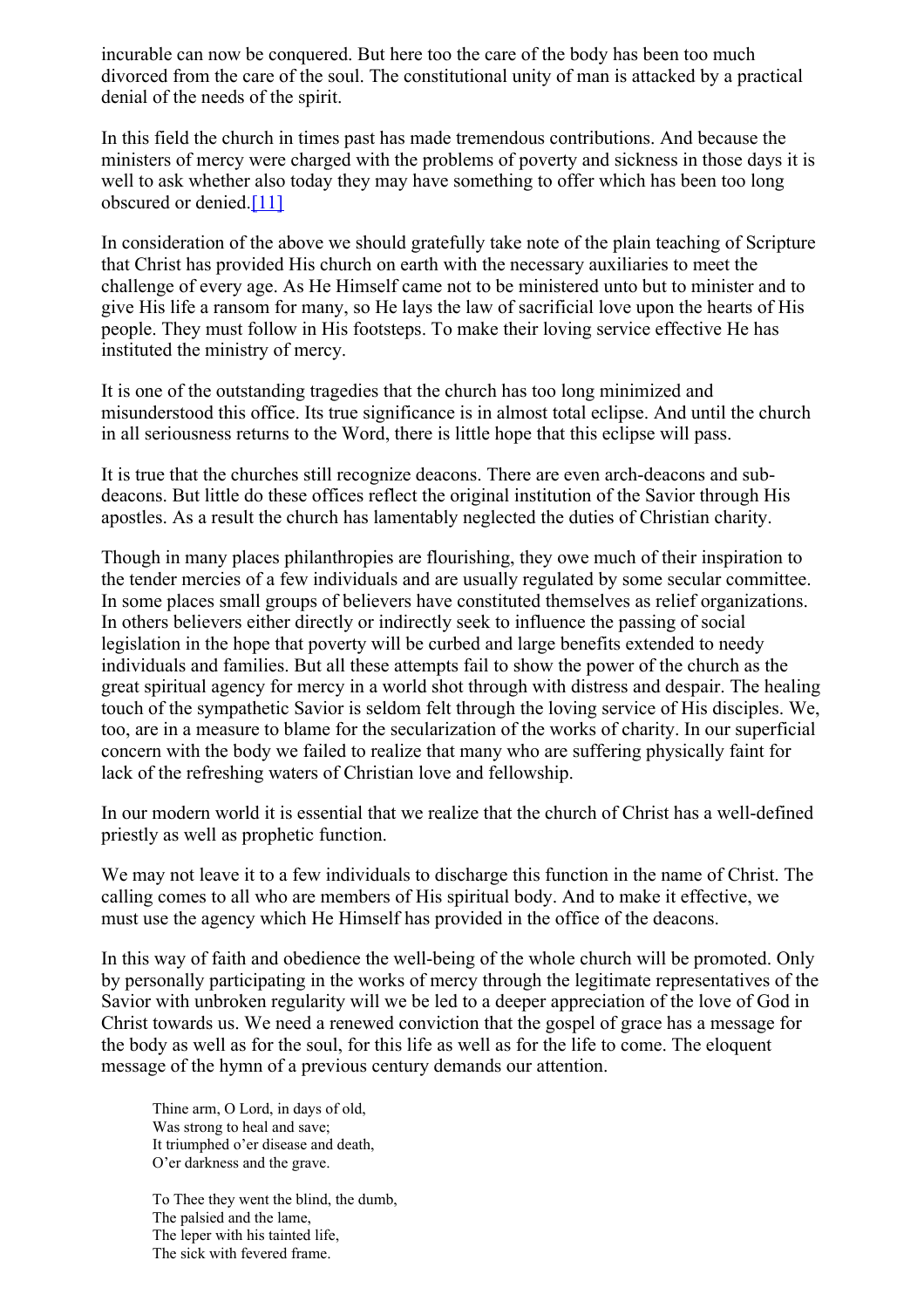incurable can now be conquered. But here too the care of the body has been too much divorced from the care of the soul. The constitutional unity of man is attacked by a practical denial of the needs of the spirit.

In this field the church in times past has made tremendous contributions. And because the ministers of mercy were charged with the problems of poverty and sickness in those days it is well to ask whether also today they may have something to offer which has been too long obscured or denied.[11]

In consideration of the above we should gratefully take note of the plain teaching of Scripture that Christ has provided His church on earth with the necessary auxiliaries to meet the challenge of every age. As He Himself came not to be ministered unto but to minister and to give His life a ransom for many, so He lays the law of sacrificial love upon the hearts of His people. They must follow in His footsteps. To make their loving service effective He has instituted the ministry of mercy.

It is one of the outstanding tragedies that the church has too long minimized and misunderstood this office. Its true significance is in almost total eclipse. And until the church in all seriousness returns to the Word, there is little hope that this eclipse will pass.

It is true that the churches still recognize deacons. There are even arch-deacons and sub-deacons. But little do these offices reflect the original institution of the Savior through His apostles. As a result the church has lamentably neglected the duties of Christian charity.

Though in many places philanthropies are flourishing, they owe much of their inspiration to the tender mercies of a few individuals and are usually regulated by some secular committee. In some places small groups of believers have constituted themselves as relief organizations. In others believers either directly or indirectly seek to influence the passing of social legislation in the hope that poverty will be curbed and large benefits extended to needy individuals and families. But all these attempts fail to show the power of the church as the great spiritual agency for mercy in a world shot through with distress and despair. The healing touch of the sympathetic Savior is seldom felt through the loving service of His disciples. We, too, are in a measure to blame for the secularization of the works of charity. In our superficial concern with the body we failed to realize that many who are suffering physically faint for lack of the refreshing waters of Christian love and fellowship.

In our modern world it is essential that we realize that the church of Christ has a well-defined priestly as well as prophetic function.

We may not leave it to a few individuals to discharge this function in the name of Christ. The calling comes to all who are members of His spiritual body. And to make it effective, we must use the agency which He Himself has provided in the office of the deacons.

In this way of faith and obedience the well-being of the whole church will be promoted. Only by personally participating in the works of mercy through the legitimate representatives of the Savior with unbroken regularity will we be led to a deeper appreciation of the love of God in Christ towards us. We need a renewed conviction that the gospel of grace has a message for the body as well as for the soul, for this life as well as for the life to come. The eloquent message of the hymn of a previous century demands our attention.

> Thine arm, O Lord, in days of old,
> Was strong to heal and save;
> It triumphed o'er disease and death,
> O'er darkness and the grave.
>
> To Thee they went the blind, the dumb,
> The palsied and the lame,
> The leper with his tainted life,
> The sick with fevered frame.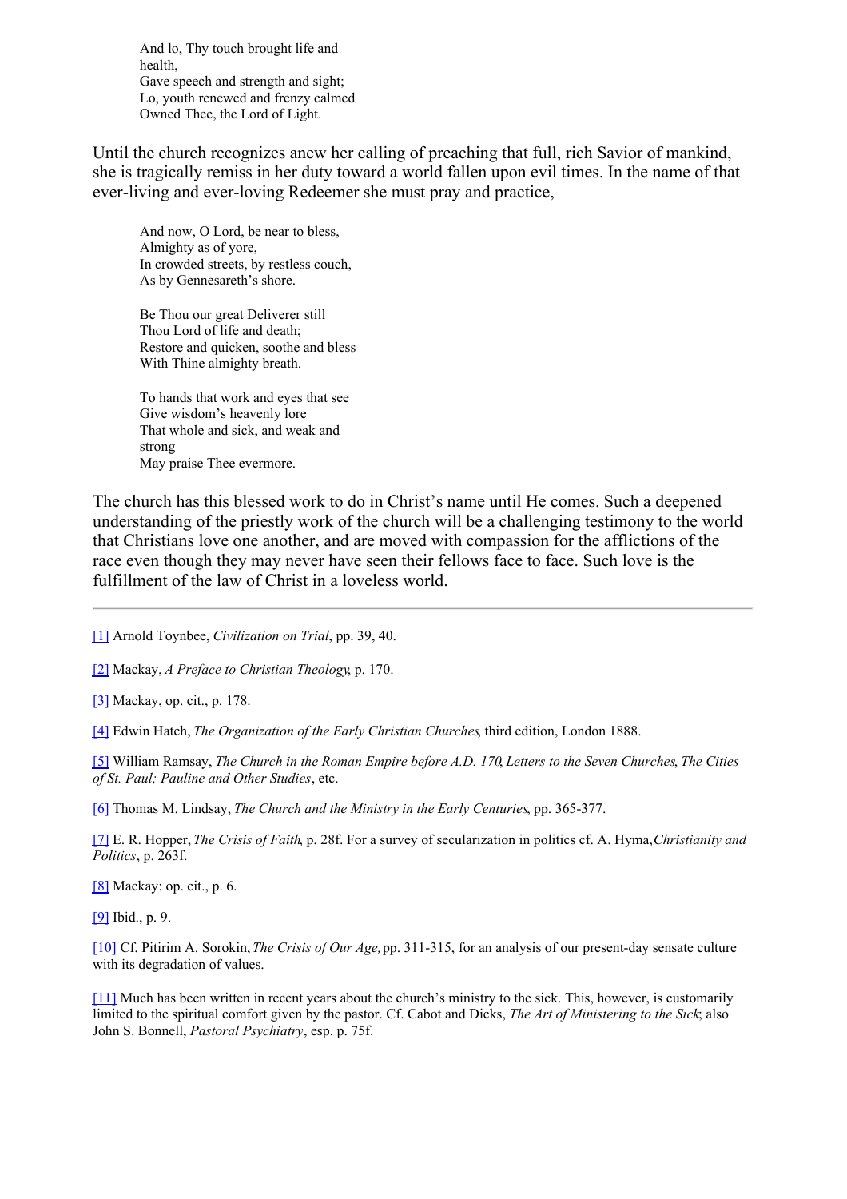> And lo, Thy touch brought life and health,
> Gave speech and strength and sight;
> Lo, youth renewed and frenzy calmed
> Owned Thee, the Lord of Light.

Until the church recognizes anew her calling of preaching that full, rich Savior of mankind, she is tragically remiss in her duty toward a world fallen upon evil times. In the name of that ever-living and ever-loving Redeemer she must pray and practice,

> And now, O Lord, be near to bless,
> Almighty as of yore,
> In crowded streets, by restless couch,
> As by Gennesareth's shore.
>
> Be Thou our great Deliverer still
> Thou Lord of life and death;
> Restore and quicken, soothe and bless
> With Thine almighty breath.
>
> To hands that work and eyes that see
> Give wisdom's heavenly lore
> That whole and sick, and weak and strong
> May praise Thee evermore.

The church has this blessed work to do in Christ's name until He comes. Such a deepened understanding of the priestly work of the church will be a challenging testimony to the world that Christians love one another, and are moved with compassion for the afflictions of the race even though they may never have seen their fellows face to face. Such love is the fulfillment of the law of Christ in a loveless world.

---

[1] Arnold Toynbee, *Civilization on Trial*, pp. 39, 40.

[2] Mackay, *A Preface to Christian Theology*, p. 170.

[3] Mackay, op. cit., p. 178.

[4] Edwin Hatch, *The Organization of the Early Christian Churches*, third edition, London 1888.

[5] William Ramsay, *The Church in the Roman Empire before A.D. 170*, *Letters to the Seven Churches*, *The Cities of St. Paul; Pauline and Other Studies*, etc.

[6] Thomas M. Lindsay, *The Church and the Ministry in the Early Centuries*, pp. 365-377.

[7] E. R. Hopper, *The Crisis of Faith*, p. 28f. For a survey of secularization in politics cf. A. Hyma, *Christianity and Politics*, p. 263f.

[8] Mackay: op. cit., p. 6.

[9] Ibid., p. 9.

[10] Cf. Pitirim A. Sorokin, *The Crisis of Our Age,* pp. 311-315, for an analysis of our present-day sensate culture with its degradation of values.

[11] Much has been written in recent years about the church's ministry to the sick. This, however, is customarily limited to the spiritual comfort given by the pastor. Cf. Cabot and Dicks, *The Art of Ministering to the Sick*; also John S. Bonnell, *Pastoral Psychiatry*, esp. p. 75f.